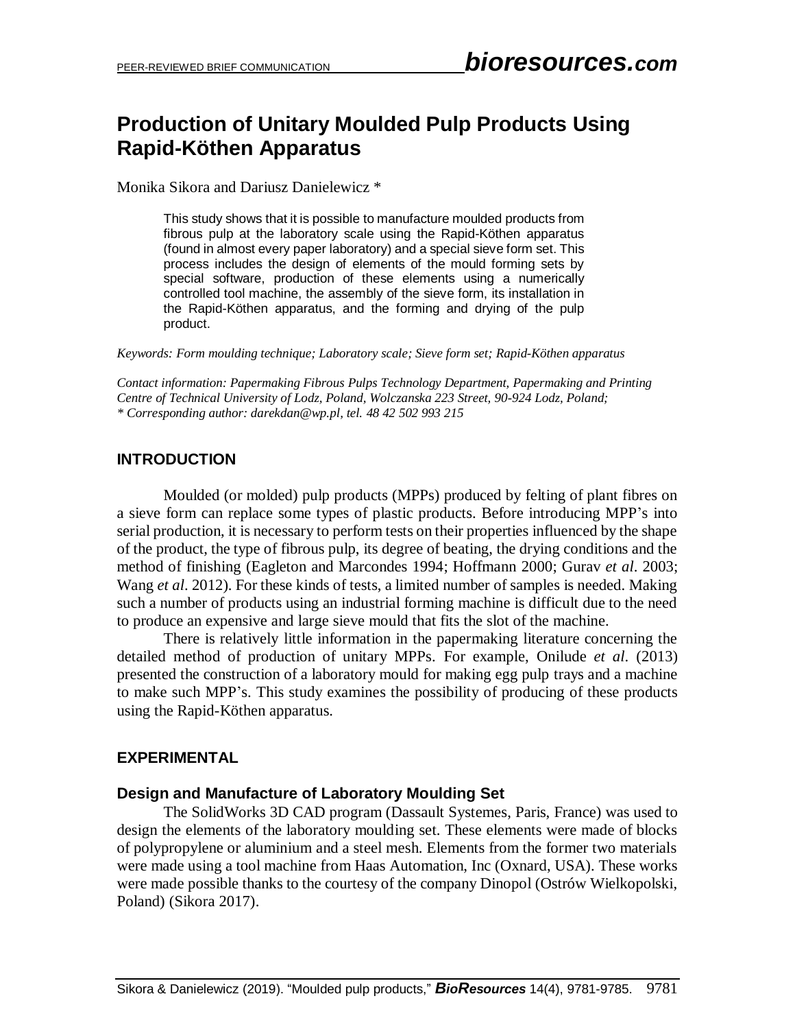# Production of Unitary Moulded Pulp Products Using Rapid-Köthen Apparatus

Monika Sikora and Dariusz Danielewicz *

This study shows that it is possible to manufacture moulded products from fibrous pulp at the laboratory scale using the Rapid-Köthen apparatus (found in almost every paper laboratory) and a special sieve form set. This process includes the design of elements of the mould forming sets by special software, production of these elements using a numerically controlled tool machine, the assembly of the sieve form, its installation in the Rapid-Köthen apparatus, and the forming and drying of the pulp product.

*Keywords: Form moulding technique; Laboratory scale; Sieve form set; Rapid-Köthen apparatus*

*Contact information: Papermaking Fibrous Pulps Technology Department, Papermaking and Printing Centre of Technical University of Lodz, Poland, Wolczanska 223 Street, 90-924 Lodz, Poland;*
*\* Corresponding author: darekdan@wp.pl, tel. 48 42 502 993 215*

## INTRODUCTION

Moulded (or molded) pulp products (MPPs) produced by felting of plant fibres on a sieve form can replace some types of plastic products. Before introducing MPP's into serial production, it is necessary to perform tests on their properties influenced by the shape of the product, the type of fibrous pulp, its degree of beating, the drying conditions and the method of finishing (Eagleton and Marcondes 1994; Hoffmann 2000; Gurav *et al*. 2003; Wang *et al*. 2012). For these kinds of tests, a limited number of samples is needed. Making such a number of products using an industrial forming machine is difficult due to the need to produce an expensive and large sieve mould that fits the slot of the machine.

There is relatively little information in the papermaking literature concerning the detailed method of production of unitary MPPs. For example, Onilude *et al*. (2013) presented the construction of a laboratory mould for making egg pulp trays and a machine to make such MPP's. This study examines the possibility of producing of these products using the Rapid-Köthen apparatus.

## EXPERIMENTAL

### Design and Manufacture of Laboratory Moulding Set

The SolidWorks 3D CAD program (Dassault Systemes, Paris, France) was used to design the elements of the laboratory moulding set. These elements were made of blocks of polypropylene or aluminium and a steel mesh. Elements from the former two materials were made using a tool machine from Haas Automation, Inc (Oxnard, USA). These works were made possible thanks to the courtesy of the company Dinopol (Ostrów Wielkopolski, Poland) (Sikora 2017).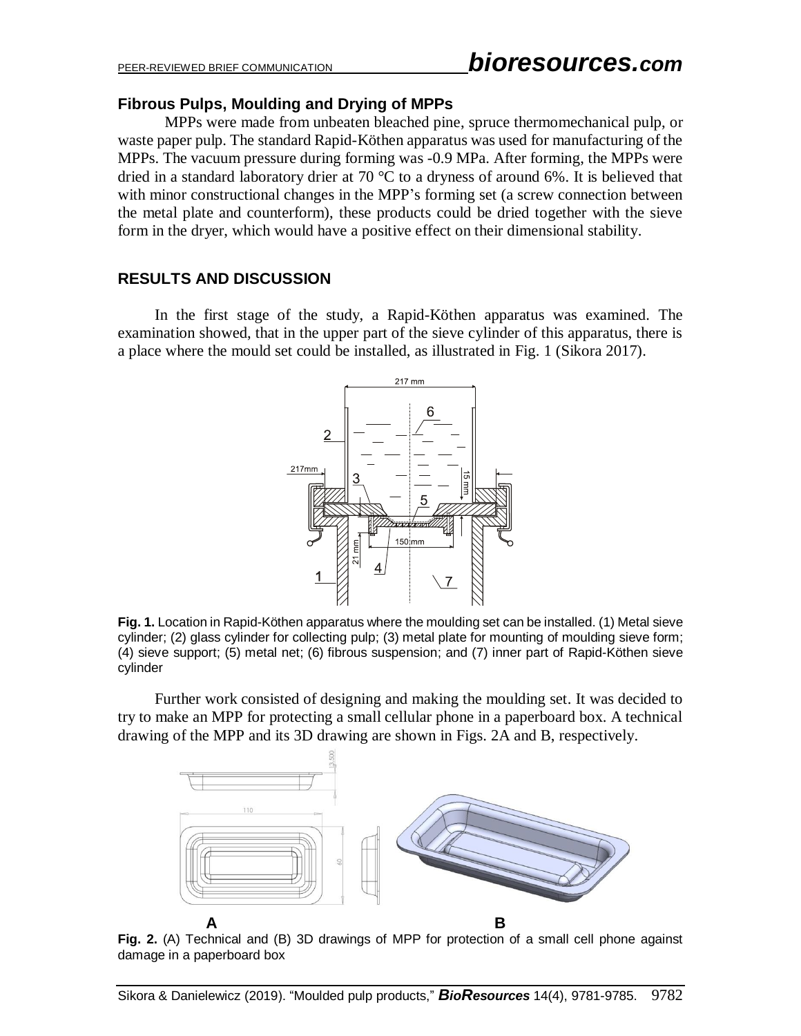### Fibrous Pulps, Moulding and Drying of MPPs

MPPs were made from unbeaten bleached pine, spruce thermomechanical pulp, or waste paper pulp. The standard Rapid-Köthen apparatus was used for manufacturing of the MPPs. The vacuum pressure during forming was -0.9 MPa. After forming, the MPPs were dried in a standard laboratory drier at 70 °C to a dryness of around 6%. It is believed that with minor constructional changes in the MPP's forming set (a screw connection between the metal plate and counterform), these products could be dried together with the sieve form in the dryer, which would have a positive effect on their dimensional stability.

## RESULTS AND DISCUSSION

In the first stage of the study, a Rapid-Köthen apparatus was examined. The examination showed, that in the upper part of the sieve cylinder of this apparatus, there is a place where the mould set could be installed, as illustrated in Fig. 1 (Sikora 2017).

**Fig. 1.** Location in Rapid-Köthen apparatus where the moulding set can be installed. (1) Metal sieve cylinder; (2) glass cylinder for collecting pulp; (3) metal plate for mounting of moulding sieve form; (4) sieve support; (5) metal net; (6) fibrous suspension; and (7) inner part of Rapid-Köthen sieve cylinder

Further work consisted of designing and making the moulding set. It was decided to try to make an MPP for protecting a small cellular phone in a paperboard box. A technical drawing of the MPP and its 3D drawing are shown in Figs. 2A and B, respectively.

**Fig. 2.** (A) Technical and (B) 3D drawings of MPP for protection of a small cell phone against damage in a paperboard box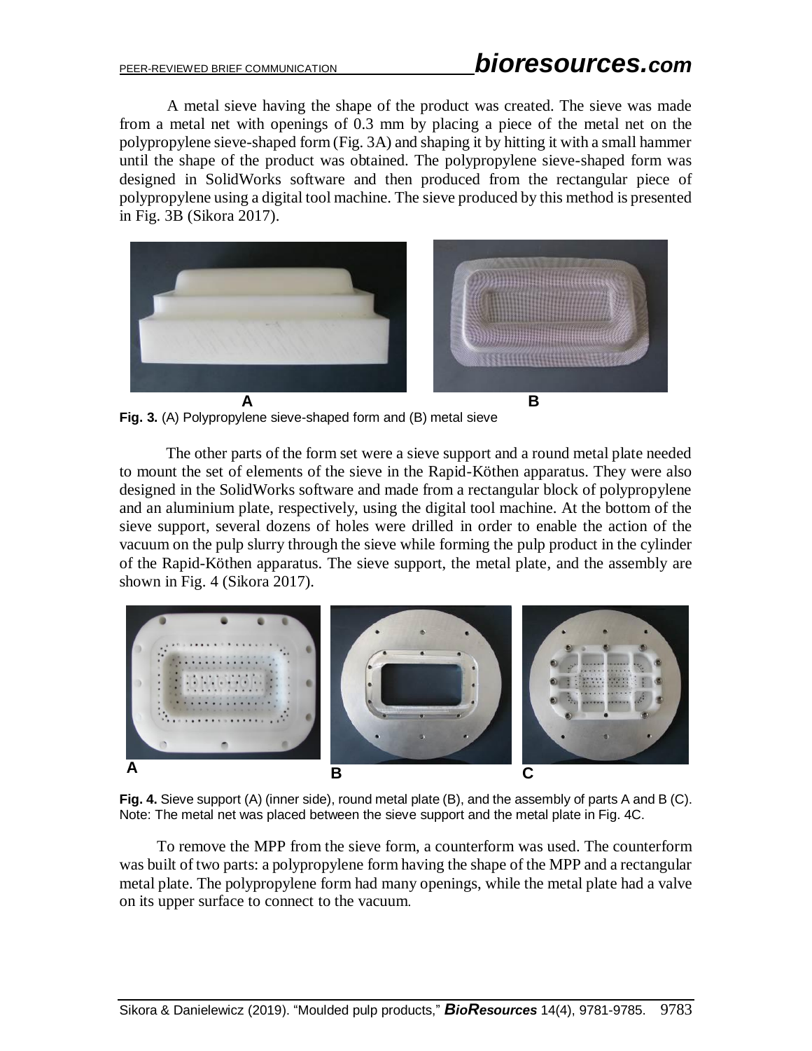A metal sieve having the shape of the product was created. The sieve was made from a metal net with openings of 0.3 mm by placing a piece of the metal net on the polypropylene sieve-shaped form (Fig. 3A) and shaping it by hitting it with a small hammer until the shape of the product was obtained. The polypropylene sieve-shaped form was designed in SolidWorks software and then produced from the rectangular piece of polypropylene using a digital tool machine. The sieve produced by this method is presented in Fig. 3B (Sikora 2017).

**Fig. 3.** (A) Polypropylene sieve-shaped form and (B) metal sieve

The other parts of the form set were a sieve support and a round metal plate needed to mount the set of elements of the sieve in the Rapid-Köthen apparatus. They were also designed in the SolidWorks software and made from a rectangular block of polypropylene and an aluminium plate, respectively, using the digital tool machine. At the bottom of the sieve support, several dozens of holes were drilled in order to enable the action of the vacuum on the pulp slurry through the sieve while forming the pulp product in the cylinder of the Rapid-Köthen apparatus. The sieve support, the metal plate, and the assembly are shown in Fig. 4 (Sikora 2017).

**Fig. 4.** Sieve support (A) (inner side), round metal plate (B), and the assembly of parts A and B (C). Note: The metal net was placed between the sieve support and the metal plate in Fig. 4C.

To remove the MPP from the sieve form, a counterform was used. The counterform was built of two parts: a polypropylene form having the shape of the MPP and a rectangular metal plate. The polypropylene form had many openings, while the metal plate had a valve on its upper surface to connect to the vacuum.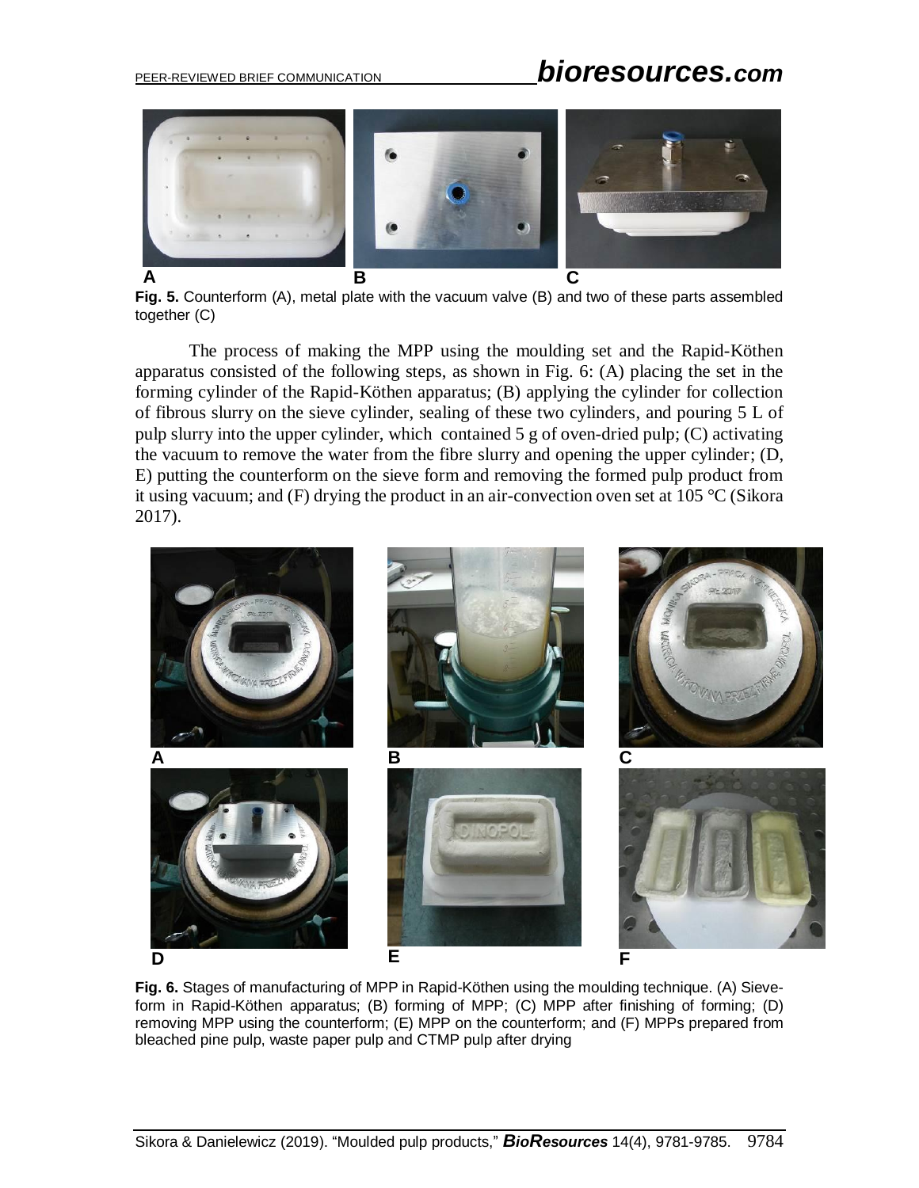**Fig. 5.** Counterform (A), metal plate with the vacuum valve (B) and two of these parts assembled together (C)

The process of making the MPP using the moulding set and the Rapid-Köthen apparatus consisted of the following steps, as shown in Fig. 6: (A) placing the set in the forming cylinder of the Rapid-Köthen apparatus; (B) applying the cylinder for collection of fibrous slurry on the sieve cylinder, sealing of these two cylinders, and pouring 5 L of pulp slurry into the upper cylinder, which contained 5 g of oven-dried pulp; (C) activating the vacuum to remove the water from the fibre slurry and opening the upper cylinder; (D, E) putting the counterform on the sieve form and removing the formed pulp product from it using vacuum; and (F) drying the product in an air-convection oven set at 105 °C (Sikora 2017).

**Fig. 6.** Stages of manufacturing of MPP in Rapid-Köthen using the moulding technique. (A) Sieve-form in Rapid-Köthen apparatus; (B) forming of MPP; (C) MPP after finishing of forming; (D) removing MPP using the counterform; (E) MPP on the counterform; and (F) MPPs prepared from bleached pine pulp, waste paper pulp and CTMP pulp after drying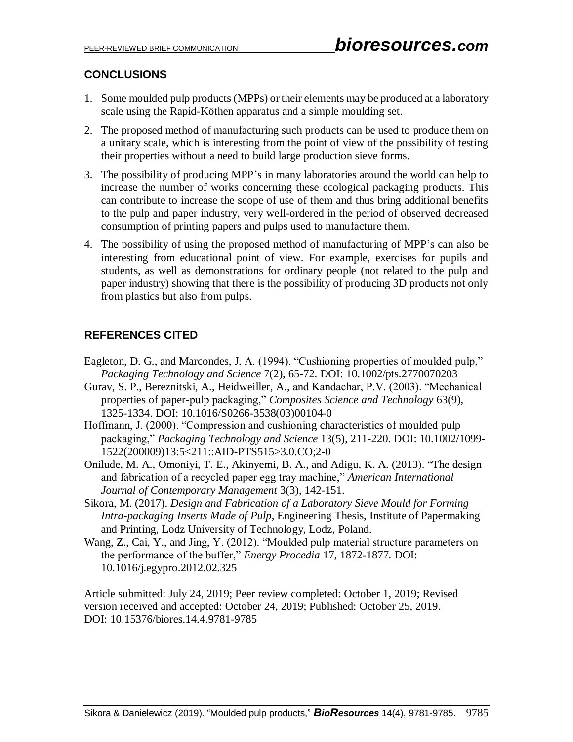## CONCLUSIONS

1. Some moulded pulp products (MPPs) or their elements may be produced at a laboratory scale using the Rapid-Köthen apparatus and a simple moulding set.
2. The proposed method of manufacturing such products can be used to produce them on a unitary scale, which is interesting from the point of view of the possibility of testing their properties without a need to build large production sieve forms.
3. The possibility of producing MPP's in many laboratories around the world can help to increase the number of works concerning these ecological packaging products. This can contribute to increase the scope of use of them and thus bring additional benefits to the pulp and paper industry, very well-ordered in the period of observed decreased consumption of printing papers and pulps used to manufacture them.
4. The possibility of using the proposed method of manufacturing of MPP's can also be interesting from educational point of view. For example, exercises for pupils and students, as well as demonstrations for ordinary people (not related to the pulp and paper industry) showing that there is the possibility of producing 3D products not only from plastics but also from pulps.

## REFERENCES CITED

Eagleton, D. G., and Marcondes, J. A. (1994). "Cushioning properties of moulded pulp," *Packaging Technology and Science* 7(2), 65-72. DOI: 10.1002/pts.2770070203

Gurav, S. P., Bereznitski, A., Heidweiller, A., and Kandachar, P.V. (2003). "Mechanical properties of paper-pulp packaging," *Composites Science and Technology* 63(9), 1325-1334. DOI: 10.1016/S0266-3538(03)00104-0

Hoffmann, J. (2000). "Compression and cushioning characteristics of moulded pulp packaging," *Packaging Technology and Science* 13(5), 211-220. DOI: 10.1002/1099-1522(200009)13:5<211::AID-PTS515>3.0.CO;2-0

Onilude, M. A., Omoniyi, T. E., Akinyemi, B. A., and Adigu, K. A. (2013). "The design and fabrication of a recycled paper egg tray machine," *American International Journal of Contemporary Management* 3(3), 142-151.

Sikora, M. (2017). *Design and Fabrication of a Laboratory Sieve Mould for Forming Intra-packaging Inserts Made of Pulp*, Engineering Thesis, Institute of Papermaking and Printing, Lodz University of Technology, Lodz, Poland.

Wang, Z., Cai, Y., and Jing, Y. (2012). "Moulded pulp material structure parameters on the performance of the buffer," *Energy Procedia* 17, 1872-1877. DOI: 10.1016/j.egypro.2012.02.325

Article submitted: July 24, 2019; Peer review completed: October 1, 2019; Revised version received and accepted: October 24, 2019; Published: October 25, 2019.
DOI: 10.15376/biores.14.4.9781-9785